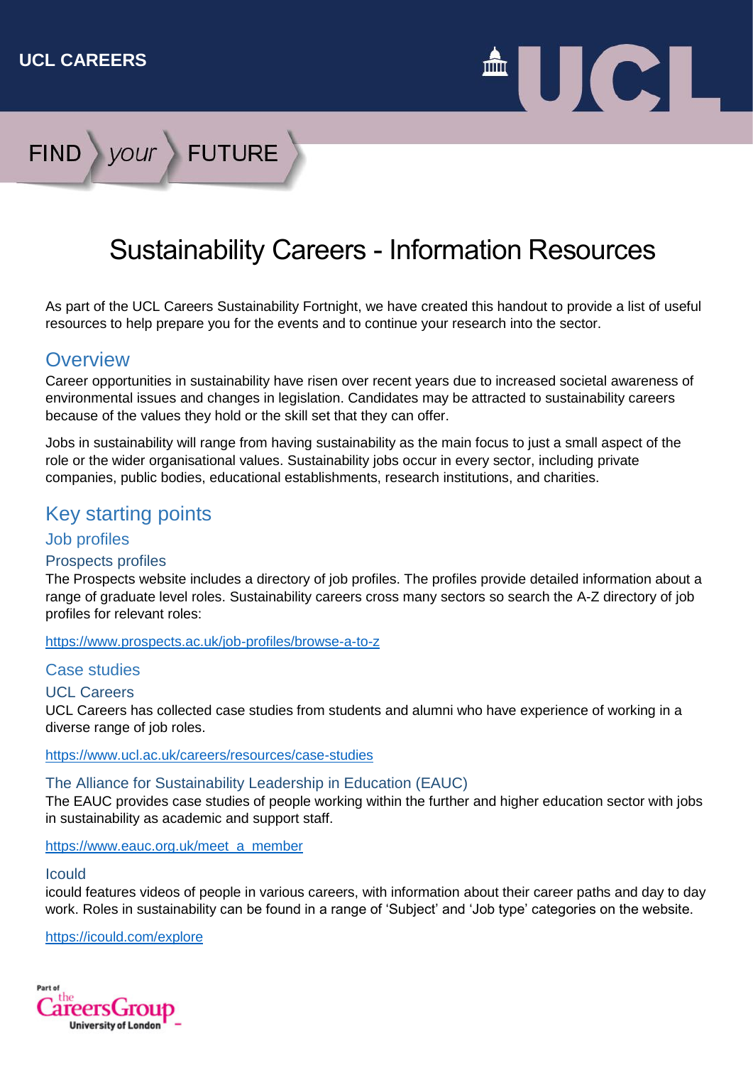UCL CAREERS

FIND your FUTURE

# Sustainability Careers - Information Resources

As part of the UCL Careers Sustainability Fortnight, we have created this handout to provide a list of useful resources to help prepare you for the events and to continue your research into the sector.

## Overview

Career opportunities in sustainability have risen over recent years due to increased societal awareness of environmental issues and changes in legislation. Candidates may be attracted to sustainability careers because of the values they hold or the skill set that they can offer.

Jobs in sustainability will range from having sustainability as the main focus to just a small aspect of the role or the wider organisational values. Sustainability jobs occur in every sector, including private companies, public bodies, educational establishments, research institutions, and charities.

## Key starting points

### Job profiles

#### Prospects profiles

The Prospects website includes a directory of job profiles. The profiles provide detailed information about a range of graduate level roles. Sustainability careers cross many sectors so search the A-Z directory of job profiles for relevant roles:

https://www.prospects.ac.uk/job-profiles/browse-a-to-z

### Case studies

#### UCL Careers

UCL Careers has collected case studies from students and alumni who have experience of working in a diverse range of job roles.

https://www.ucl.ac.uk/careers/resources/case-studies

#### The Alliance for Sustainability Leadership in Education (EAUC)

The EAUC provides case studies of people working within the further and higher education sector with jobs in sustainability as academic and support staff.

https://www.eauc.org.uk/meet_a_member

#### Icould

icould features videos of people in various careers, with information about their career paths and day to day work. Roles in sustainability can be found in a range of 'Subject' and 'Job type' categories on the website.

https://icould.com/explore

Part of the CareersGroup University of London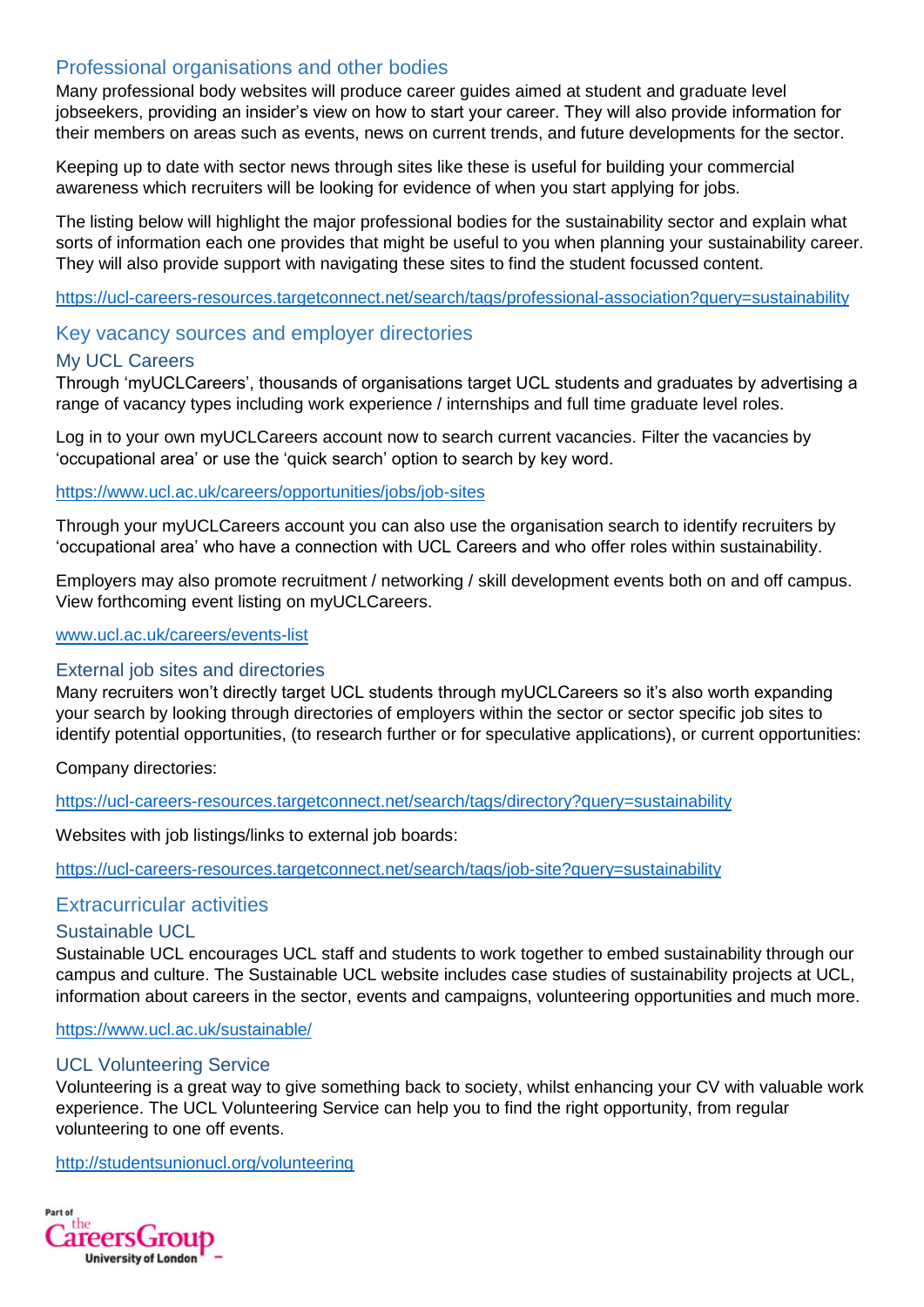## Professional organisations and other bodies

Many professional body websites will produce career guides aimed at student and graduate level jobseekers, providing an insider's view on how to start your career. They will also provide information for their members on areas such as events, news on current trends, and future developments for the sector.

Keeping up to date with sector news through sites like these is useful for building your commercial awareness which recruiters will be looking for evidence of when you start applying for jobs.

The listing below will highlight the major professional bodies for the sustainability sector and explain what sorts of information each one provides that might be useful to you when planning your sustainability career. They will also provide support with navigating these sites to find the student focussed content.

https://ucl-careers-resources.targetconnect.net/search/tags/professional-association?query=sustainability

## Key vacancy sources and employer directories

### My UCL Careers

Through 'myUCLCareers', thousands of organisations target UCL students and graduates by advertising a range of vacancy types including work experience / internships and full time graduate level roles.

Log in to your own myUCLCareers account now to search current vacancies. Filter the vacancies by 'occupational area' or use the 'quick search' option to search by key word.

https://www.ucl.ac.uk/careers/opportunities/jobs/job-sites

Through your myUCLCareers account you can also use the organisation search to identify recruiters by 'occupational area' who have a connection with UCL Careers and who offer roles within sustainability.

Employers may also promote recruitment / networking / skill development events both on and off campus. View forthcoming event listing on myUCLCareers.

www.ucl.ac.uk/careers/events-list

### External job sites and directories

Many recruiters won't directly target UCL students through myUCLCareers so it's also worth expanding your search by looking through directories of employers within the sector or sector specific job sites to identify potential opportunities, (to research further or for speculative applications), or current opportunities:

Company directories:

https://ucl-careers-resources.targetconnect.net/search/tags/directory?query=sustainability

Websites with job listings/links to external job boards:

https://ucl-careers-resources.targetconnect.net/search/tags/job-site?query=sustainability

## Extracurricular activities

### Sustainable UCL

Sustainable UCL encourages UCL staff and students to work together to embed sustainability through our campus and culture. The Sustainable UCL website includes case studies of sustainability projects at UCL, information about careers in the sector, events and campaigns, volunteering opportunities and much more.

https://www.ucl.ac.uk/sustainable/

### UCL Volunteering Service

Volunteering is a great way to give something back to society, whilst enhancing your CV with valuable work experience. The UCL Volunteering Service can help you to find the right opportunity, from regular volunteering to one off events.

http://studentsunionucl.org/volunteering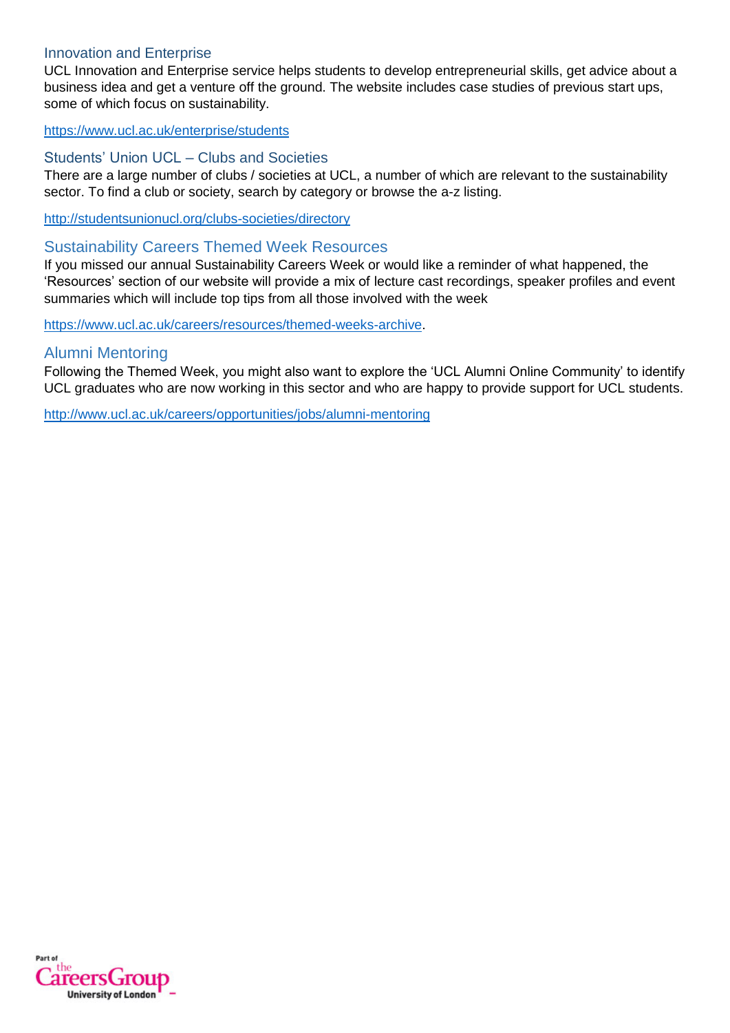## Innovation and Enterprise

UCL Innovation and Enterprise service helps students to develop entrepreneurial skills, get advice about a business idea and get a venture off the ground. The website includes case studies of previous start ups, some of which focus on sustainability.

https://www.ucl.ac.uk/enterprise/students

## Students' Union UCL – Clubs and Societies

There are a large number of clubs / societies at UCL, a number of which are relevant to the sustainability sector. To find a club or society, search by category or browse the a-z listing.

http://studentsunionucl.org/clubs-societies/directory

## Sustainability Careers Themed Week Resources

If you missed our annual Sustainability Careers Week or would like a reminder of what happened, the 'Resources' section of our website will provide a mix of lecture cast recordings, speaker profiles and event summaries which will include top tips from all those involved with the week

https://www.ucl.ac.uk/careers/resources/themed-weeks-archive.

## Alumni Mentoring

Following the Themed Week, you might also want to explore the 'UCL Alumni Online Community' to identify UCL graduates who are now working in this sector and who are happy to provide support for UCL students.

http://www.ucl.ac.uk/careers/opportunities/jobs/alumni-mentoring